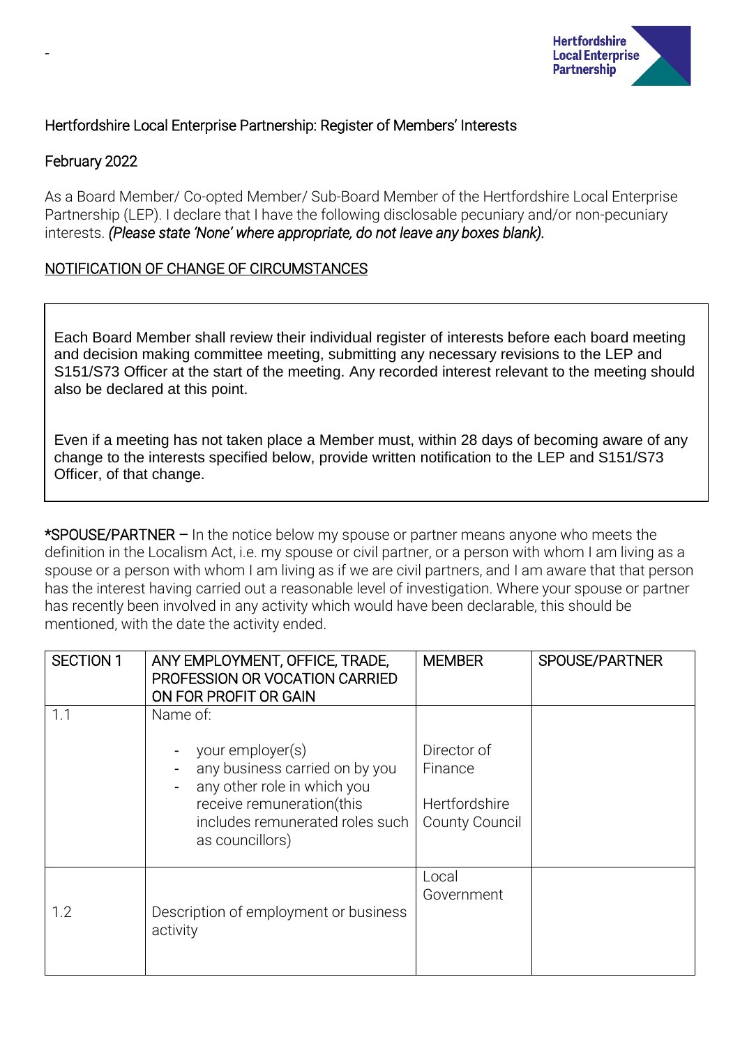-

Hertfordshire Local Enterprise Partnership

Hertfordshire Local Enterprise Partnership: Register of Members' Interests

February 2022

As a Board Member/ Co-opted Member/ Sub-Board Member of the Hertfordshire Local Enterprise Partnership (LEP). I declare that I have the following disclosable pecuniary and/or non-pecuniary interests. *(Please state 'None' where appropriate, do not leave any boxes blank).*

NOTIFICATION OF CHANGE OF CIRCUMSTANCES

Each Board Member shall review their individual register of interests before each board meeting and decision making committee meeting, submitting any necessary revisions to the LEP and S151/S73 Officer at the start of the meeting. Any recorded interest relevant to the meeting should also be declared at this point.

Even if a meeting has not taken place a Member must, within 28 days of becoming aware of any change to the interests specified below, provide written notification to the LEP and S151/S73 Officer, of that change.

*SPOUSE/PARTNER – In the notice below my spouse or partner means anyone who meets the definition in the Localism Act, i.e. my spouse or civil partner, or a person with whom I am living as a spouse or a person with whom I am living as if we are civil partners, and I am aware that that person has the interest having carried out a reasonable level of investigation. Where your spouse or partner has recently been involved in any activity which would have been declarable, this should be mentioned, with the date the activity ended.

| SECTION 1 | ANY EMPLOYMENT, OFFICE, TRADE, PROFESSION OR VOCATION CARRIED ON FOR PROFIT OR GAIN | MEMBER | SPOUSE/PARTNER |
|---|---|---|---|
| 1.1 | Name of:<br>- your employer(s)<br>- any business carried on by you<br>- any other role in which you receive remuneration(this includes remunerated roles such as councillors) | Director of Finance<br><br>Hertfordshire County Council | |
| 1.2 | Description of employment or business activity | Local Government | |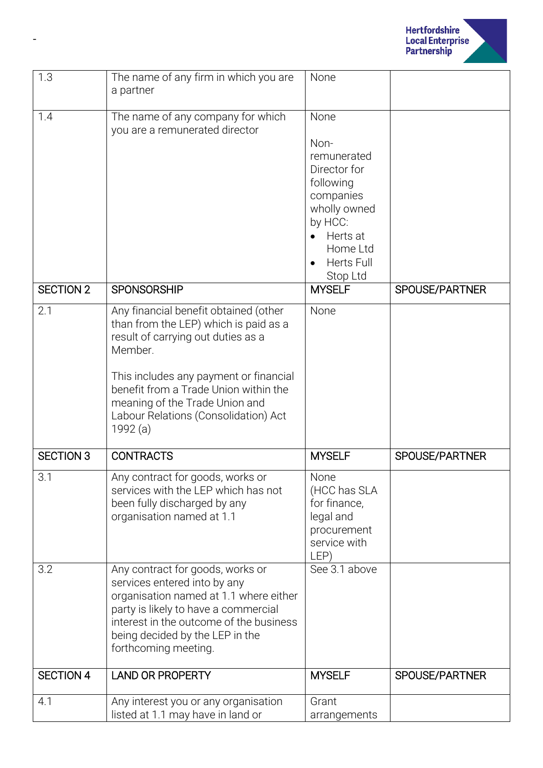| 1.3 | The name of any firm in which you are a partner | None | |
|---|---|---|---|
| 1.4 | The name of any company for which you are a remunerated director | None<br><br>Non-remunerated Director for following companies wholly owned by HCC:<br>• Herts at Home Ltd<br>• Herts Full Stop Ltd | |
| SECTION 2 | SPONSORSHIP | MYSELF | SPOUSE/PARTNER |
| 2.1 | Any financial benefit obtained (other than from the LEP) which is paid as a result of carrying out duties as a Member.<br><br>This includes any payment or financial benefit from a Trade Union within the meaning of the Trade Union and Labour Relations (Consolidation) Act 1992 (a) | None | |
| SECTION 3 | CONTRACTS | MYSELF | SPOUSE/PARTNER |
| 3.1 | Any contract for goods, works or services with the LEP which has not been fully discharged by any organisation named at 1.1 | None (HCC has SLA for finance, legal and procurement service with LEP) | |
| 3.2 | Any contract for goods, works or services entered into by any organisation named at 1.1 where either party is likely to have a commercial interest in the outcome of the business being decided by the LEP in the forthcoming meeting. | See 3.1 above | |
| SECTION 4 | LAND OR PROPERTY | MYSELF | SPOUSE/PARTNER |
| 4.1 | Any interest you or any organisation listed at 1.1 may have in land or | Grant arrangements | |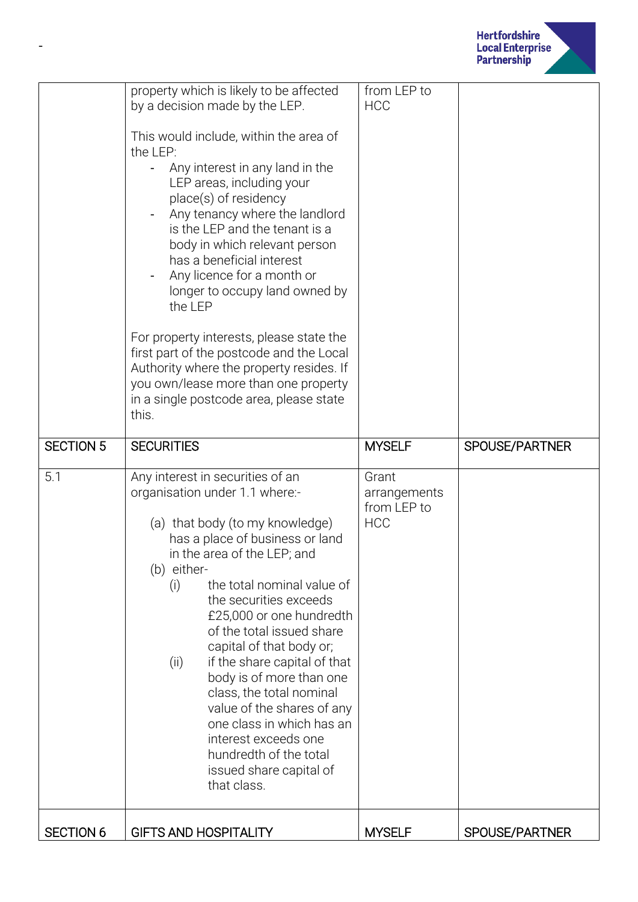| | | | |
|---|---|---|---|
| | property which is likely to be affected by a decision made by the LEP.<br><br>This would include, within the area of the LEP:<br>- Any interest in any land in the LEP areas, including your place(s) of residency<br>- Any tenancy where the landlord is the LEP and the tenant is a body in which relevant person has a beneficial interest<br>- Any licence for a month or longer to occupy land owned by the LEP<br><br>For property interests, please state the first part of the postcode and the Local Authority where the property resides. If you own/lease more than one property in a single postcode area, please state this. | from LEP to HCC | |
| SECTION 5 | SECURITIES | MYSELF | SPOUSE/PARTNER |
| 5.1 | Any interest in securities of an organisation under 1.1 where:-<br><br>(a) that body (to my knowledge) has a place of business or land in the area of the LEP; and<br>(b) either-<br>(i) the total nominal value of the securities exceeds £25,000 or one hundredth of the total issued share capital of that body or;<br>(ii) if the share capital of that body is of more than one class, the total nominal value of the shares of any one class in which has an interest exceeds one hundredth of the total issued share capital of that class. | Grant arrangements from LEP to HCC | |
| SECTION 6 | GIFTS AND HOSPITALITY | MYSELF | SPOUSE/PARTNER |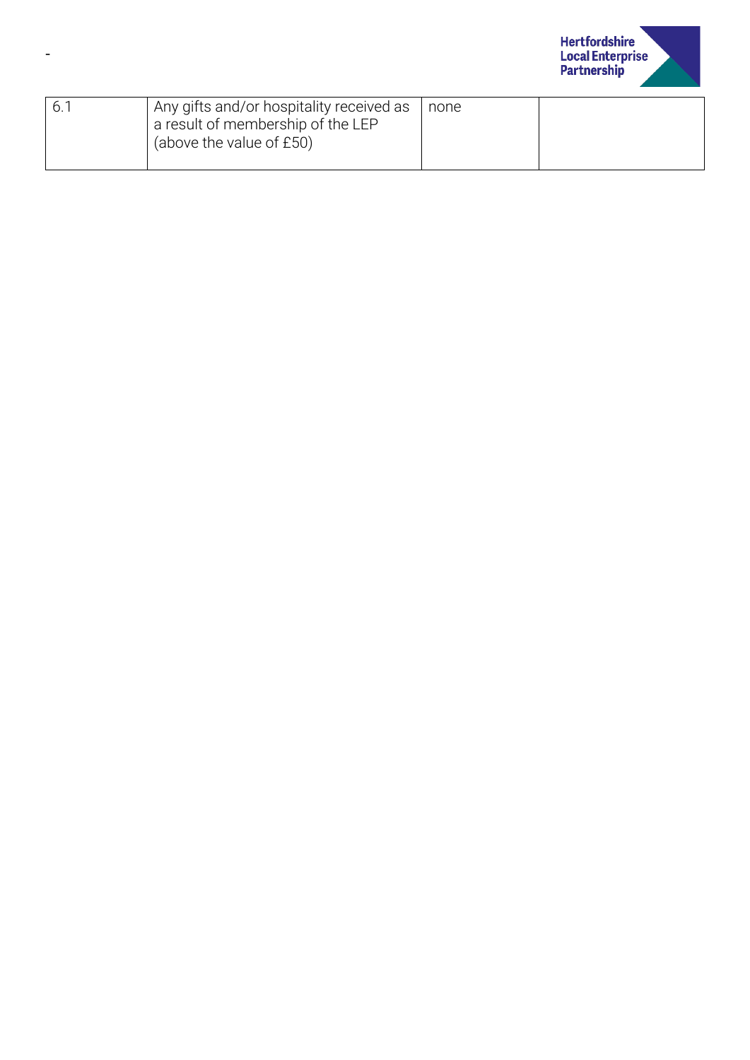-

| 6.1 | Any gifts and/or hospitality received as a result of membership of the LEP (above the value of £50) | none | |
|---|---|---|---|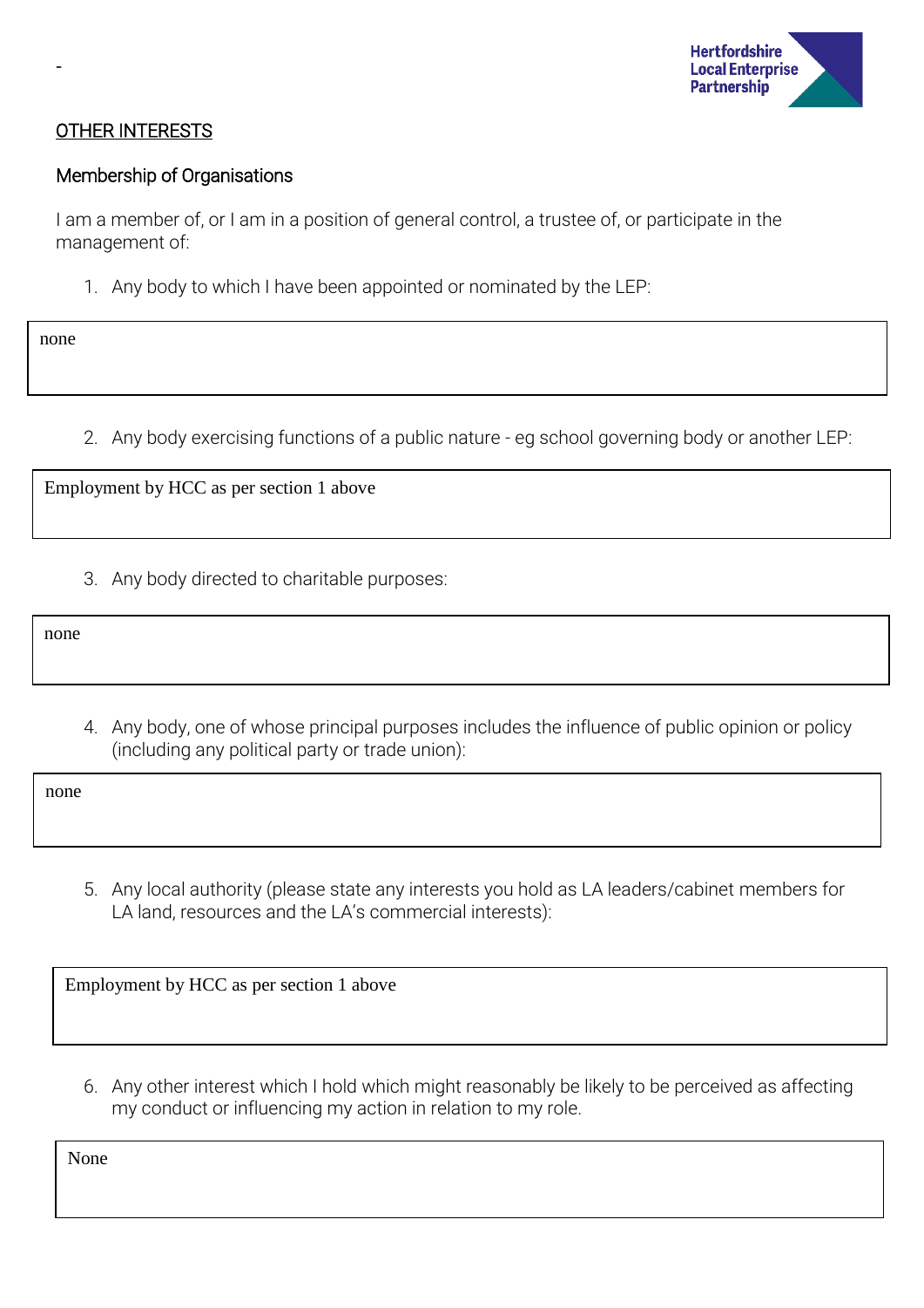-

## OTHER INTERESTS

### Membership of Organisations

I am a member of, or I am in a position of general control, a trustee of, or participate in the management of:

1. Any body to which I have been appointed or nominated by the LEP:

| none |
|---|

2. Any body exercising functions of a public nature - eg school governing body or another LEP:

| Employment by HCC as per section 1 above |
|---|

3. Any body directed to charitable purposes:

| none |
|---|

4. Any body, one of whose principal purposes includes the influence of public opinion or policy (including any political party or trade union):

| none |
|---|

5. Any local authority (please state any interests you hold as LA leaders/cabinet members for LA land, resources and the LA's commercial interests):

| Employment by HCC as per section 1 above |
|---|

6. Any other interest which I hold which might reasonably be likely to be perceived as affecting my conduct or influencing my action in relation to my role.

| None |
|---|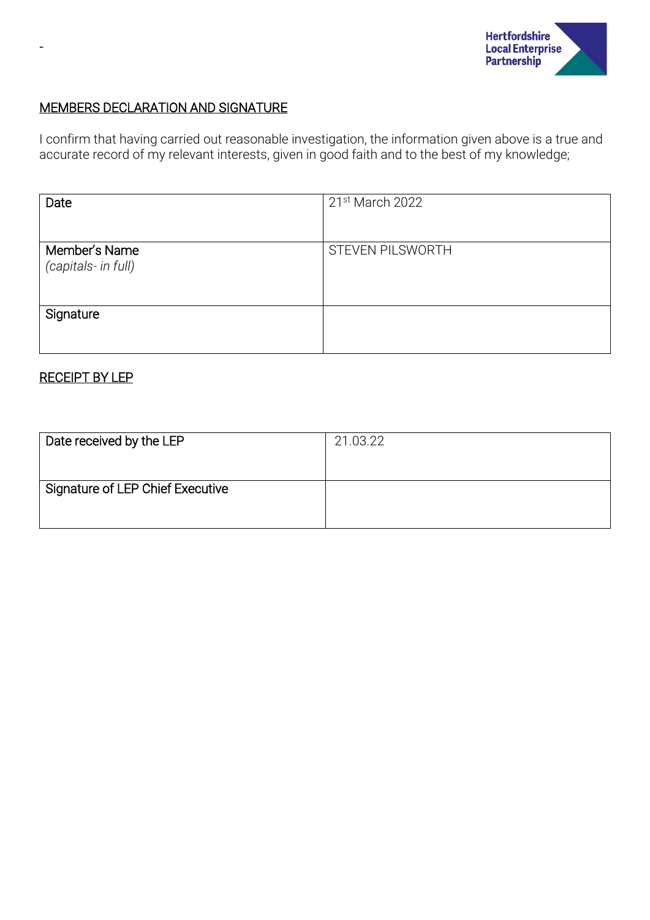-

## MEMBERS DECLARATION AND SIGNATURE

I confirm that having carried out reasonable investigation, the information given above is a true and accurate record of my relevant interests, given in good faith and to the best of my knowledge;

| | |
|---|---|
| Date | 21st March 2022 |
| Member's Name *(capitals- in full)* | STEVEN PILSWORTH |
| Signature | |

## RECEIPT BY LEP

| | |
|---|---|
| Date received by the LEP | 21.03.22 |
| Signature of LEP Chief Executive | |